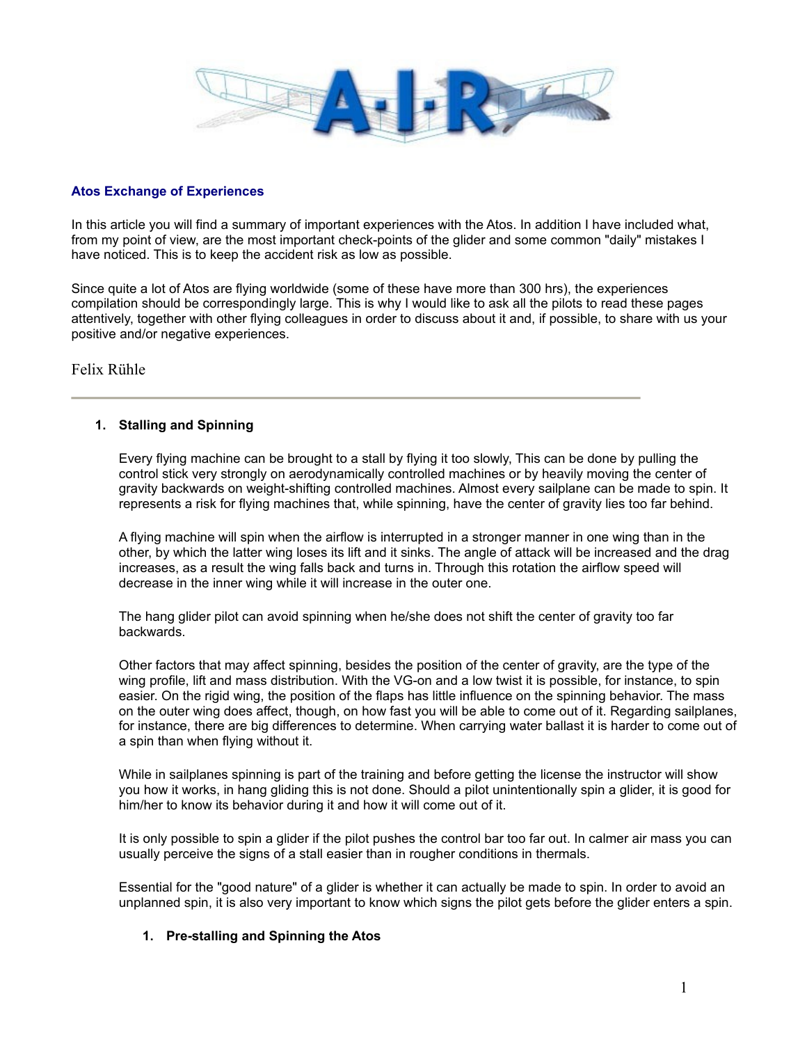## Atos Exchange of Experiences

In this article you will find a summary of important experiences with the Atos. In addition I have included what, from my point of view, are the most important check-points of the glider and some common "daily" mistakes I have noticed. This is to keep the accident risk as low as possible.

Since quite a lot of Atos are flying worldwide (some of these have more than 300 hrs), the experiences compilation should be correspondingly large. This is why I would like to ask all the pilots to read these pages attentively, together with other flying colleagues in order to discuss about it and, if possible, to share with us your positive and/or negative experiences.

Felix Rühle

---

### 1. Stalling and Spinning

Every flying machine can be brought to a stall by flying it too slowly, This can be done by pulling the control stick very strongly on aerodynamically controlled machines or by heavily moving the center of gravity backwards on weight-shifting controlled machines. Almost every sailplane can be made to spin. It represents a risk for flying machines that, while spinning, have the center of gravity lies too far behind.

A flying machine will spin when the airflow is interrupted in a stronger manner in one wing than in the other, by which the latter wing loses its lift and it sinks. The angle of attack will be increased and the drag increases, as a result the wing falls back and turns in. Through this rotation the airflow speed will decrease in the inner wing while it will increase in the outer one.

The hang glider pilot can avoid spinning when he/she does not shift the center of gravity too far backwards.

Other factors that may affect spinning, besides the position of the center of gravity, are the type of the wing profile, lift and mass distribution. With the VG-on and a low twist it is possible, for instance, to spin easier. On the rigid wing, the position of the flaps has little influence on the spinning behavior. The mass on the outer wing does affect, though, on how fast you will be able to come out of it. Regarding sailplanes, for instance, there are big differences to determine. When carrying water ballast it is harder to come out of a spin than when flying without it.

While in sailplanes spinning is part of the training and before getting the license the instructor will show you how it works, in hang gliding this is not done. Should a pilot unintentionally spin a glider, it is good for him/her to know its behavior during it and how it will come out of it.

It is only possible to spin a glider if the pilot pushes the control bar too far out. In calmer air mass you can usually perceive the signs of a stall easier than in rougher conditions in thermals.

Essential for the "good nature" of a glider is whether it can actually be made to spin. In order to avoid an unplanned spin, it is also very important to know which signs the pilot gets before the glider enters a spin.

#### 1. Pre-stalling and Spinning the Atos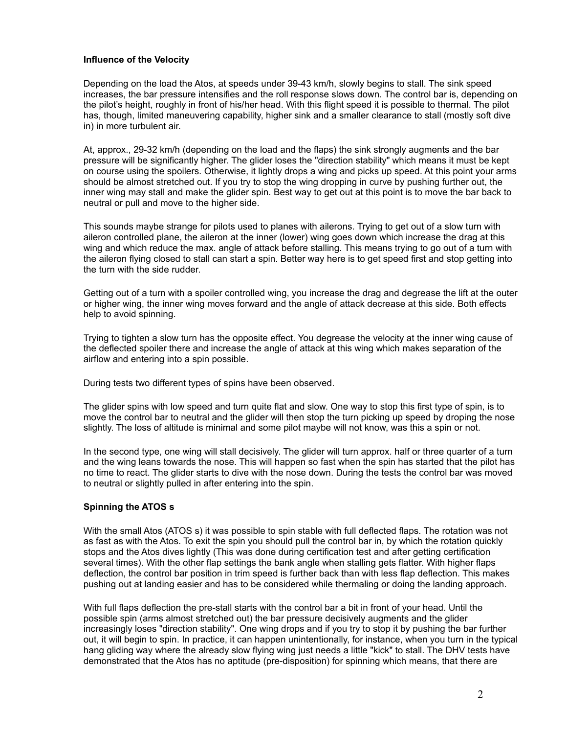**Influence of the Velocity**

Depending on the load the Atos, at speeds under 39-43 km/h, slowly begins to stall. The sink speed increases, the bar pressure intensifies and the roll response slows down. The control bar is, depending on the pilot's height, roughly in front of his/her head. With this flight speed it is possible to thermal. The pilot has, though, limited maneuvering capability, higher sink and a smaller clearance to stall (mostly soft dive in) in more turbulent air.

At, approx., 29-32 km/h (depending on the load and the flaps) the sink strongly augments and the bar pressure will be significantly higher. The glider loses the "direction stability" which means it must be kept on course using the spoilers. Otherwise, it lightly drops a wing and picks up speed. At this point your arms should be almost stretched out. If you try to stop the wing dropping in curve by pushing further out, the inner wing may stall and make the glider spin. Best way to get out at this point is to move the bar back to neutral or pull and move to the higher side.

This sounds maybe strange for pilots used to planes with ailerons. Trying to get out of a slow turn with aileron controlled plane, the aileron at the inner (lower) wing goes down which increase the drag at this wing and which reduce the max. angle of attack before stalling. This means trying to go out of a turn with the aileron flying closed to stall can start a spin. Better way here is to get speed first and stop getting into the turn with the side rudder.

Getting out of a turn with a spoiler controlled wing, you increase the drag and degrease the lift at the outer or higher wing, the inner wing moves forward and the angle of attack decrease at this side. Both effects help to avoid spinning.

Trying to tighten a slow turn has the opposite effect. You degrease the velocity at the inner wing cause of the deflected spoiler there and increase the angle of attack at this wing which makes separation of the airflow and entering into a spin possible.

During tests two different types of spins have been observed.

The glider spins with low speed and turn quite flat and slow. One way to stop this first type of spin, is to move the control bar to neutral and the glider will then stop the turn picking up speed by droping the nose slightly. The loss of altitude is minimal and some pilot maybe will not know, was this a spin or not.

In the second type, one wing will stall decisively. The glider will turn approx. half or three quarter of a turn and the wing leans towards the nose. This will happen so fast when the spin has started that the pilot has no time to react. The glider starts to dive with the nose down. During the tests the control bar was moved to neutral or slightly pulled in after entering into the spin.

**Spinning the ATOS s**

With the small Atos (ATOS s) it was possible to spin stable with full deflected flaps. The rotation was not as fast as with the Atos. To exit the spin you should pull the control bar in, by which the rotation quickly stops and the Atos dives lightly (This was done during certification test and after getting certification several times). With the other flap settings the bank angle when stalling gets flatter. With higher flaps deflection, the control bar position in trim speed is further back than with less flap deflection. This makes pushing out at landing easier and has to be considered while thermaling or doing the landing approach.

With full flaps deflection the pre-stall starts with the control bar a bit in front of your head. Until the possible spin (arms almost stretched out) the bar pressure decisively augments and the glider increasingly loses "direction stability". One wing drops and if you try to stop it by pushing the bar further out, it will begin to spin. In practice, it can happen unintentionally, for instance, when you turn in the typical hang gliding way where the already slow flying wing just needs a little "kick" to stall. The DHV tests have demonstrated that the Atos has no aptitude (pre-disposition) for spinning which means, that there are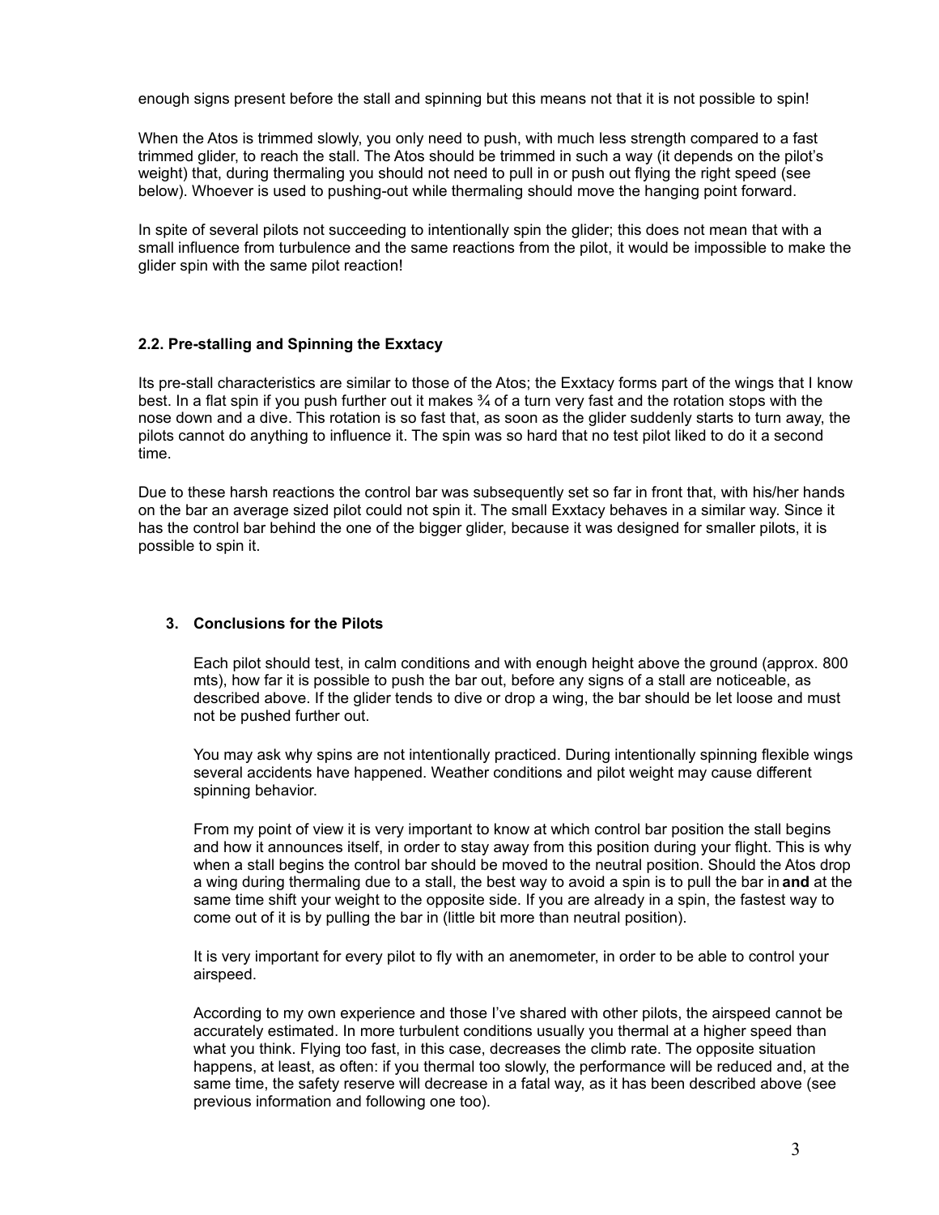enough signs present before the stall and spinning but this means not that it is not possible to spin!

When the Atos is trimmed slowly, you only need to push, with much less strength compared to a fast trimmed glider, to reach the stall. The Atos should be trimmed in such a way (it depends on the pilot's weight) that, during thermaling you should not need to pull in or push out flying the right speed (see below). Whoever is used to pushing-out while thermaling should move the hanging point forward.

In spite of several pilots not succeeding to intentionally spin the glider; this does not mean that with a small influence from turbulence and the same reactions from the pilot, it would be impossible to make the glider spin with the same pilot reaction!

### 2.2. Pre-stalling and Spinning the Exxtacy

Its pre-stall characteristics are similar to those of the Atos; the Exxtacy forms part of the wings that I know best. In a flat spin if you push further out it makes ¾ of a turn very fast and the rotation stops with the nose down and a dive. This rotation is so fast that, as soon as the glider suddenly starts to turn away, the pilots cannot do anything to influence it. The spin was so hard that no test pilot liked to do it a second time.

Due to these harsh reactions the control bar was subsequently set so far in front that, with his/her hands on the bar an average sized pilot could not spin it. The small Exxtacy behaves in a similar way. Since it has the control bar behind the one of the bigger glider, because it was designed for smaller pilots, it is possible to spin it.

## 3. Conclusions for the Pilots

Each pilot should test, in calm conditions and with enough height above the ground (approx. 800 mts), how far it is possible to push the bar out, before any signs of a stall are noticeable, as described above. If the glider tends to dive or drop a wing, the bar should be let loose and must not be pushed further out.

You may ask why spins are not intentionally practiced. During intentionally spinning flexible wings several accidents have happened. Weather conditions and pilot weight may cause different spinning behavior.

From my point of view it is very important to know at which control bar position the stall begins and how it announces itself, in order to stay away from this position during your flight. This is why when a stall begins the control bar should be moved to the neutral position. Should the Atos drop a wing during thermaling due to a stall, the best way to avoid a spin is to pull the bar in **and** at the same time shift your weight to the opposite side. If you are already in a spin, the fastest way to come out of it is by pulling the bar in (little bit more than neutral position).

It is very important for every pilot to fly with an anemometer, in order to be able to control your airspeed.

According to my own experience and those I've shared with other pilots, the airspeed cannot be accurately estimated. In more turbulent conditions usually you thermal at a higher speed than what you think. Flying too fast, in this case, decreases the climb rate. The opposite situation happens, at least, as often: if you thermal too slowly, the performance will be reduced and, at the same time, the safety reserve will decrease in a fatal way, as it has been described above (see previous information and following one too).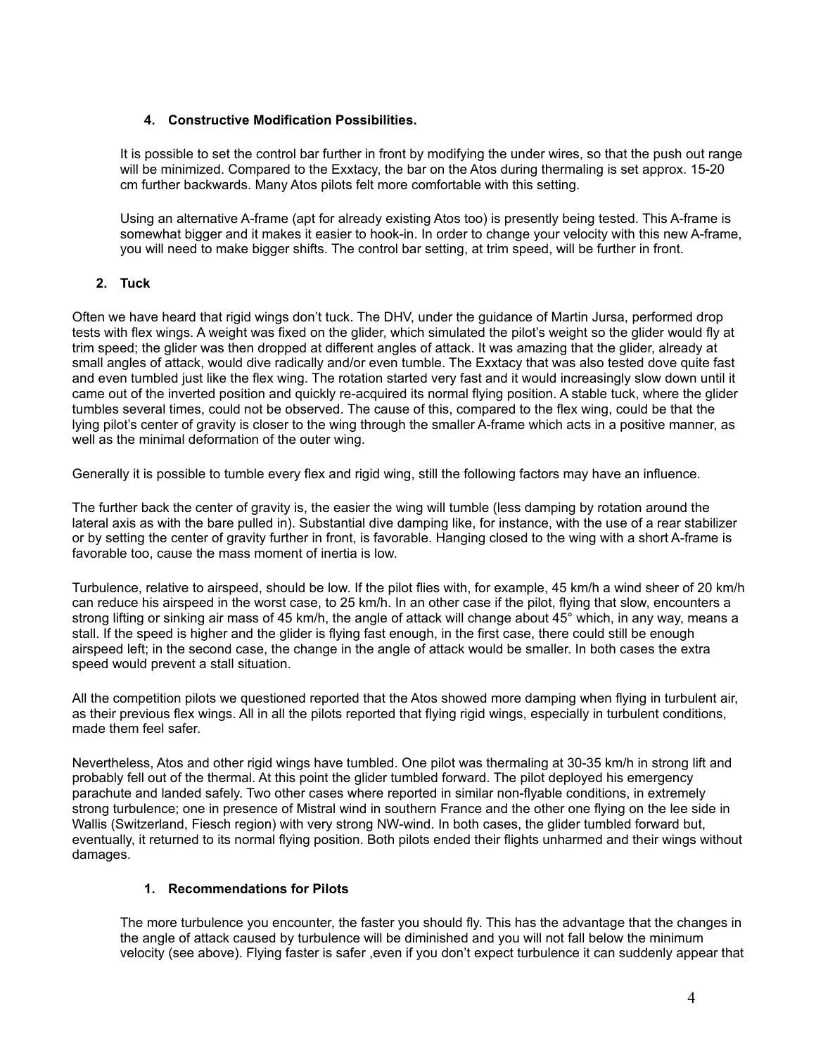#### 4. Constructive Modification Possibilities.

It is possible to set the control bar further in front by modifying the under wires, so that the push out range will be minimized. Compared to the Exxtacy, the bar on the Atos during thermaling is set approx. 15-20 cm further backwards. Many Atos pilots felt more comfortable with this setting.

Using an alternative A-frame (apt for already existing Atos too) is presently being tested. This A-frame is somewhat bigger and it makes it easier to hook-in. In order to change your velocity with this new A-frame, you will need to make bigger shifts. The control bar setting, at trim speed, will be further in front.

### 2. Tuck

Often we have heard that rigid wings don't tuck. The DHV, under the guidance of Martin Jursa, performed drop tests with flex wings. A weight was fixed on the glider, which simulated the pilot's weight so the glider would fly at trim speed; the glider was then dropped at different angles of attack. It was amazing that the glider, already at small angles of attack, would dive radically and/or even tumble. The Exxtacy that was also tested dove quite fast and even tumbled just like the flex wing. The rotation started very fast and it would increasingly slow down until it came out of the inverted position and quickly re-acquired its normal flying position. A stable tuck, where the glider tumbles several times, could not be observed. The cause of this, compared to the flex wing, could be that the lying pilot's center of gravity is closer to the wing through the smaller A-frame which acts in a positive manner, as well as the minimal deformation of the outer wing.

Generally it is possible to tumble every flex and rigid wing, still the following factors may have an influence.

The further back the center of gravity is, the easier the wing will tumble (less damping by rotation around the lateral axis as with the bare pulled in). Substantial dive damping like, for instance, with the use of a rear stabilizer or by setting the center of gravity further in front, is favorable. Hanging closed to the wing with a short A-frame is favorable too, cause the mass moment of inertia is low.

Turbulence, relative to airspeed, should be low. If the pilot flies with, for example, 45 km/h a wind sheer of 20 km/h can reduce his airspeed in the worst case, to 25 km/h. In an other case if the pilot, flying that slow, encounters a strong lifting or sinking air mass of 45 km/h, the angle of attack will change about 45° which, in any way, means a stall. If the speed is higher and the glider is flying fast enough, in the first case, there could still be enough airspeed left; in the second case, the change in the angle of attack would be smaller. In both cases the extra speed would prevent a stall situation.

All the competition pilots we questioned reported that the Atos showed more damping when flying in turbulent air, as their previous flex wings. All in all the pilots reported that flying rigid wings, especially in turbulent conditions, made them feel safer.

Nevertheless, Atos and other rigid wings have tumbled. One pilot was thermaling at 30-35 km/h in strong lift and probably fell out of the thermal. At this point the glider tumbled forward. The pilot deployed his emergency parachute and landed safely. Two other cases where reported in similar non-flyable conditions, in extremely strong turbulence; one in presence of Mistral wind in southern France and the other one flying on the lee side in Wallis (Switzerland, Fiesch region) with very strong NW-wind. In both cases, the glider tumbled forward but, eventually, it returned to its normal flying position. Both pilots ended their flights unharmed and their wings without damages.

#### 1. Recommendations for Pilots

The more turbulence you encounter, the faster you should fly. This has the advantage that the changes in the angle of attack caused by turbulence will be diminished and you will not fall below the minimum velocity (see above). Flying faster is safer ,even if you don't expect turbulence it can suddenly appear that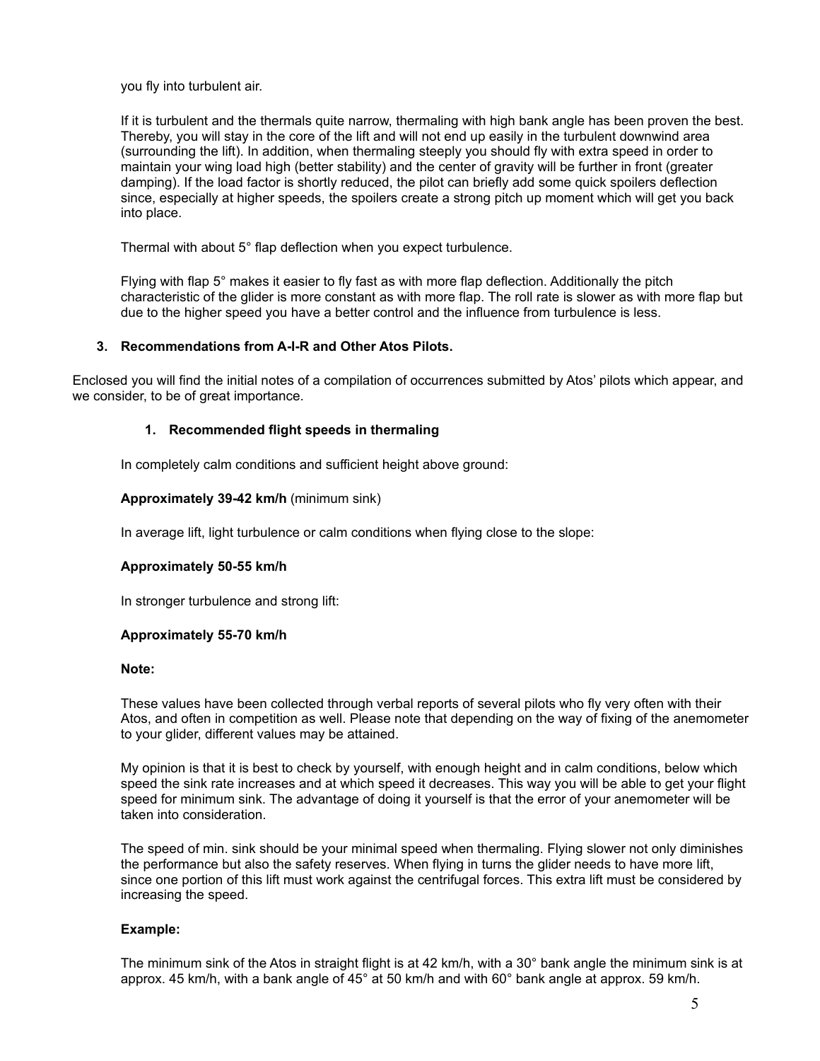you fly into turbulent air.

If it is turbulent and the thermals quite narrow, thermaling with high bank angle has been proven the best. Thereby, you will stay in the core of the lift and will not end up easily in the turbulent downwind area (surrounding the lift). In addition, when thermaling steeply you should fly with extra speed in order to maintain your wing load high (better stability) and the center of gravity will be further in front (greater damping). If the load factor is shortly reduced, the pilot can briefly add some quick spoilers deflection since, especially at higher speeds, the spoilers create a strong pitch up moment which will get you back into place.

Thermal with about 5° flap deflection when you expect turbulence.

Flying with flap 5° makes it easier to fly fast as with more flap deflection. Additionally the pitch characteristic of the glider is more constant as with more flap. The roll rate is slower as with more flap but due to the higher speed you have a better control and the influence from turbulence is less.

### 3. Recommendations from A-I-R and Other Atos Pilots.

Enclosed you will find the initial notes of a compilation of occurrences submitted by Atos' pilots which appear, and we consider, to be of great importance.

#### 1. Recommended flight speeds in thermaling

In completely calm conditions and sufficient height above ground:

**Approximately 39-42 km/h** (minimum sink)

In average lift, light turbulence or calm conditions when flying close to the slope:

**Approximately 50-55 km/h**

In stronger turbulence and strong lift:

**Approximately 55-70 km/h**

**Note:**

These values have been collected through verbal reports of several pilots who fly very often with their Atos, and often in competition as well. Please note that depending on the way of fixing of the anemometer to your glider, different values may be attained.

My opinion is that it is best to check by yourself, with enough height and in calm conditions, below which speed the sink rate increases and at which speed it decreases. This way you will be able to get your flight speed for minimum sink. The advantage of doing it yourself is that the error of your anemometer will be taken into consideration.

The speed of min. sink should be your minimal speed when thermaling. Flying slower not only diminishes the performance but also the safety reserves. When flying in turns the glider needs to have more lift, since one portion of this lift must work against the centrifugal forces. This extra lift must be considered by increasing the speed.

**Example:**

The minimum sink of the Atos in straight flight is at 42 km/h, with a 30° bank angle the minimum sink is at approx. 45 km/h, with a bank angle of 45° at 50 km/h and with 60° bank angle at approx. 59 km/h.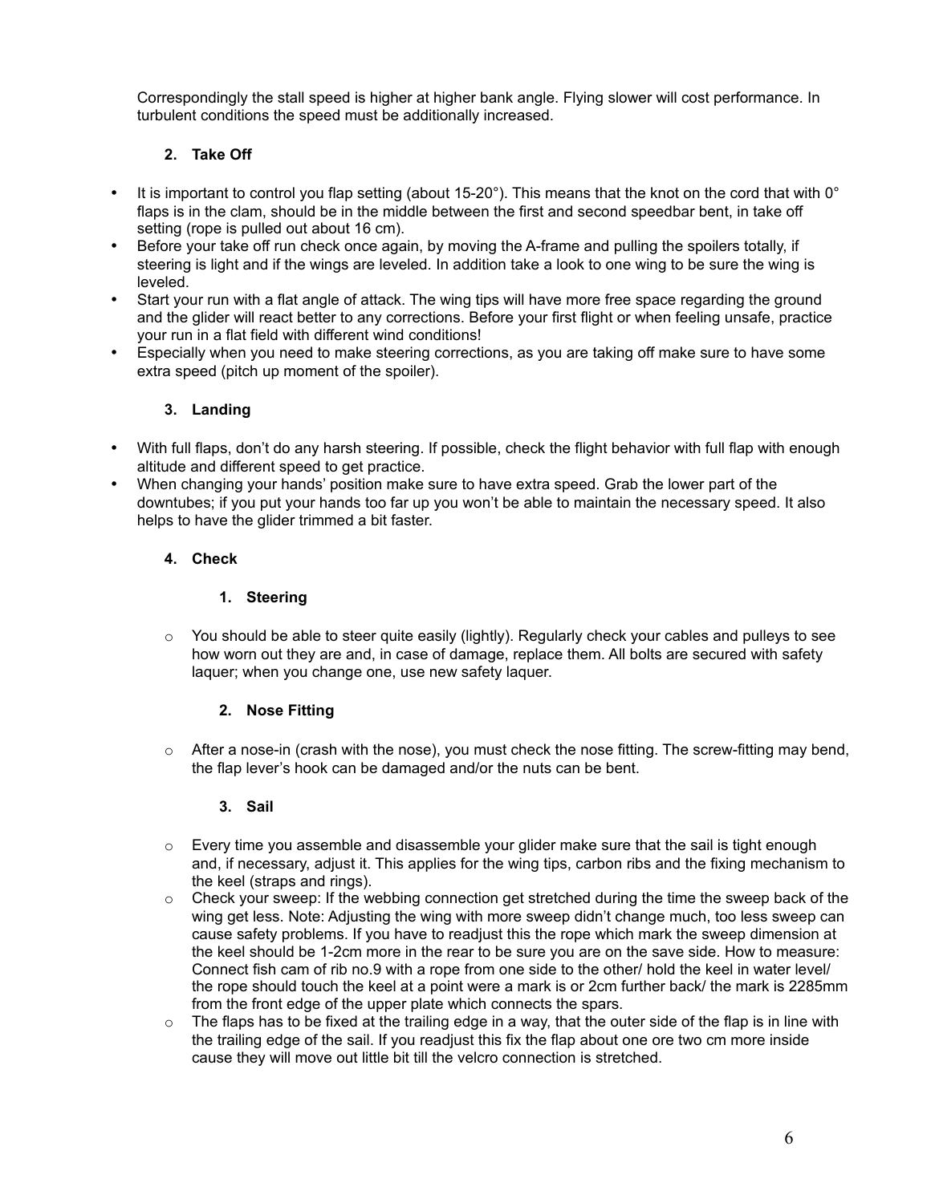Correspondingly the stall speed is higher at higher bank angle. Flying slower will cost performance. In turbulent conditions the speed must be additionally increased.

## 2. Take Off

- It is important to control you flap setting (about 15-20°). This means that the knot on the cord that with 0° flaps is in the clam, should be in the middle between the first and second speedbar bent, in take off setting (rope is pulled out about 16 cm).
- Before your take off run check once again, by moving the A-frame and pulling the spoilers totally, if steering is light and if the wings are leveled. In addition take a look to one wing to be sure the wing is leveled.
- Start your run with a flat angle of attack. The wing tips will have more free space regarding the ground and the glider will react better to any corrections. Before your first flight or when feeling unsafe, practice your run in a flat field with different wind conditions!
- Especially when you need to make steering corrections, as you are taking off make sure to have some extra speed (pitch up moment of the spoiler).

## 3. Landing

- With full flaps, don't do any harsh steering. If possible, check the flight behavior with full flap with enough altitude and different speed to get practice.
- When changing your hands' position make sure to have extra speed. Grab the lower part of the downtubes; if you put your hands too far up you won't be able to maintain the necessary speed. It also helps to have the glider trimmed a bit faster.

## 4. Check

### 1. Steering

- You should be able to steer quite easily (lightly). Regularly check your cables and pulleys to see how worn out they are and, in case of damage, replace them. All bolts are secured with safety laquer; when you change one, use new safety laquer.

### 2. Nose Fitting

- After a nose-in (crash with the nose), you must check the nose fitting. The screw-fitting may bend, the flap lever's hook can be damaged and/or the nuts can be bent.

### 3. Sail

- Every time you assemble and disassemble your glider make sure that the sail is tight enough and, if necessary, adjust it. This applies for the wing tips, carbon ribs and the fixing mechanism to the keel (straps and rings).
- Check your sweep: If the webbing connection get stretched during the time the sweep back of the wing get less. Note: Adjusting the wing with more sweep didn't change much, too less sweep can cause safety problems. If you have to readjust this the rope which mark the sweep dimension at the keel should be 1-2cm more in the rear to be sure you are on the save side. How to measure: Connect fish cam of rib no.9 with a rope from one side to the other/ hold the keel in water level/ the rope should touch the keel at a point were a mark is or 2cm further back/ the mark is 2285mm from the front edge of the upper plate which connects the spars.
- The flaps has to be fixed at the trailing edge in a way, that the outer side of the flap is in line with the trailing edge of the sail. If you readjust this fix the flap about one ore two cm more inside cause they will move out little bit till the velcro connection is stretched.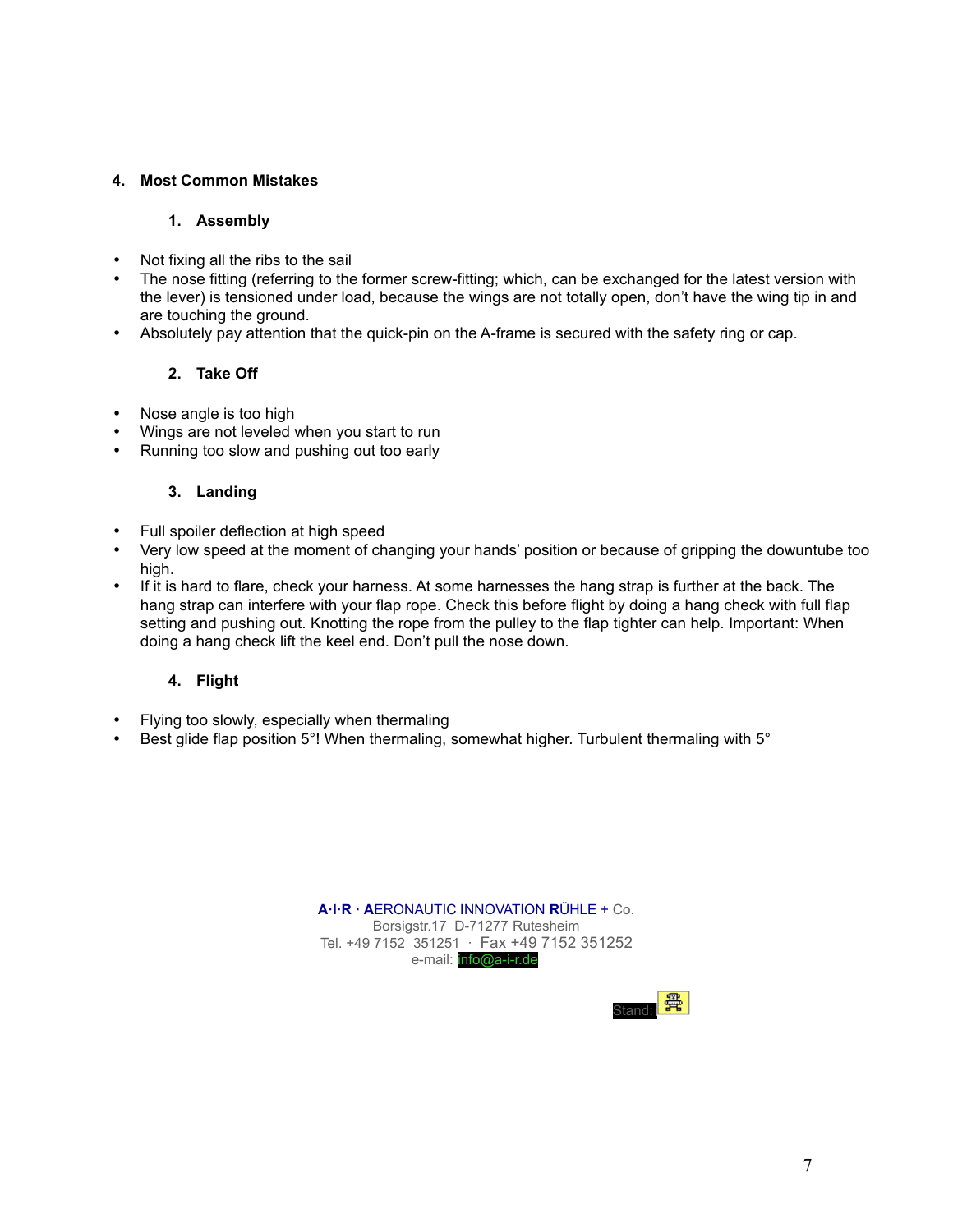## 4. Most Common Mistakes

### 1. Assembly

- Not fixing all the ribs to the sail
- The nose fitting (referring to the former screw-fitting; which, can be exchanged for the latest version with the lever) is tensioned under load, because the wings are not totally open, don't have the wing tip in and are touching the ground.
- Absolutely pay attention that the quick-pin on the A-frame is secured with the safety ring or cap.

### 2. Take Off

- Nose angle is too high
- Wings are not leveled when you start to run
- Running too slow and pushing out too early

### 3. Landing

- Full spoiler deflection at high speed
- Very low speed at the moment of changing your hands' position or because of gripping the dowuntube too high.
- If it is hard to flare, check your harness. At some harnesses the hang strap is further at the back. The hang strap can interfere with your flap rope. Check this before flight by doing a hang check with full flap setting and pushing out. Knotting the rope from the pulley to the flap tighter can help. Important: When doing a hang check lift the keel end. Don't pull the nose down.

### 4. Flight

- Flying too slowly, especially when thermaling
- Best glide flap position 5°! When thermaling, somewhat higher. Turbulent thermaling with 5°

**A·I·R · AERONAUTIC INNOVATION RÜHLE + Co.**
Borsigstr.17 D-71277 Rutesheim
Tel. +49 7152 351251 · Fax +49 7152 351252
e-mail: info@a-i-r.de

Stand: